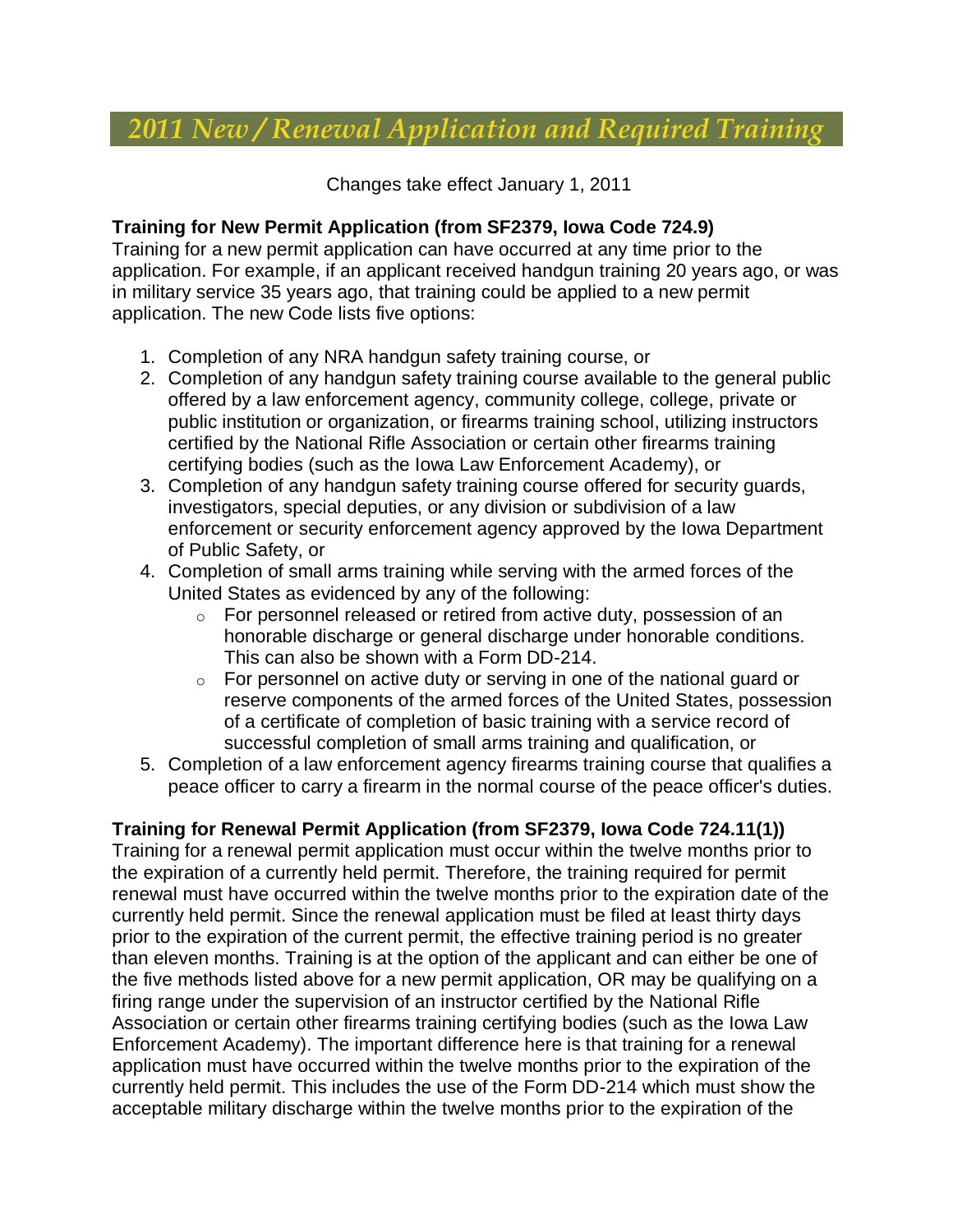# 2011 New / Renewal Application and Required Training

Changes take effect January 1, 2011

**Training for New Permit Application (from SF2379, Iowa Code 724.9)**
Training for a new permit application can have occurred at any time prior to the application. For example, if an applicant received handgun training 20 years ago, or was in military service 35 years ago, that training could be applied to a new permit application. The new Code lists five options:

1. Completion of any NRA handgun safety training course, or
2. Completion of any handgun safety training course available to the general public offered by a law enforcement agency, community college, college, private or public institution or organization, or firearms training school, utilizing instructors certified by the National Rifle Association or certain other firearms training certifying bodies (such as the Iowa Law Enforcement Academy), or
3. Completion of any handgun safety training course offered for security guards, investigators, special deputies, or any division or subdivision of a law enforcement or security enforcement agency approved by the Iowa Department of Public Safety, or
4. Completion of small arms training while serving with the armed forces of the United States as evidenced by any of the following:
   - For personnel released or retired from active duty, possession of an honorable discharge or general discharge under honorable conditions. This can also be shown with a Form DD-214.
   - For personnel on active duty or serving in one of the national guard or reserve components of the armed forces of the United States, possession of a certificate of completion of basic training with a service record of successful completion of small arms training and qualification, or
5. Completion of a law enforcement agency firearms training course that qualifies a peace officer to carry a firearm in the normal course of the peace officer's duties.

**Training for Renewal Permit Application (from SF2379, Iowa Code 724.11(1))**
Training for a renewal permit application must occur within the twelve months prior to the expiration of a currently held permit. Therefore, the training required for permit renewal must have occurred within the twelve months prior to the expiration date of the currently held permit. Since the renewal application must be filed at least thirty days prior to the expiration of the current permit, the effective training period is no greater than eleven months. Training is at the option of the applicant and can either be one of the five methods listed above for a new permit application, OR may be qualifying on a firing range under the supervision of an instructor certified by the National Rifle Association or certain other firearms training certifying bodies (such as the Iowa Law Enforcement Academy). The important difference here is that training for a renewal application must have occurred within the twelve months prior to the expiration of the currently held permit. This includes the use of the Form DD-214 which must show the acceptable military discharge within the twelve months prior to the expiration of the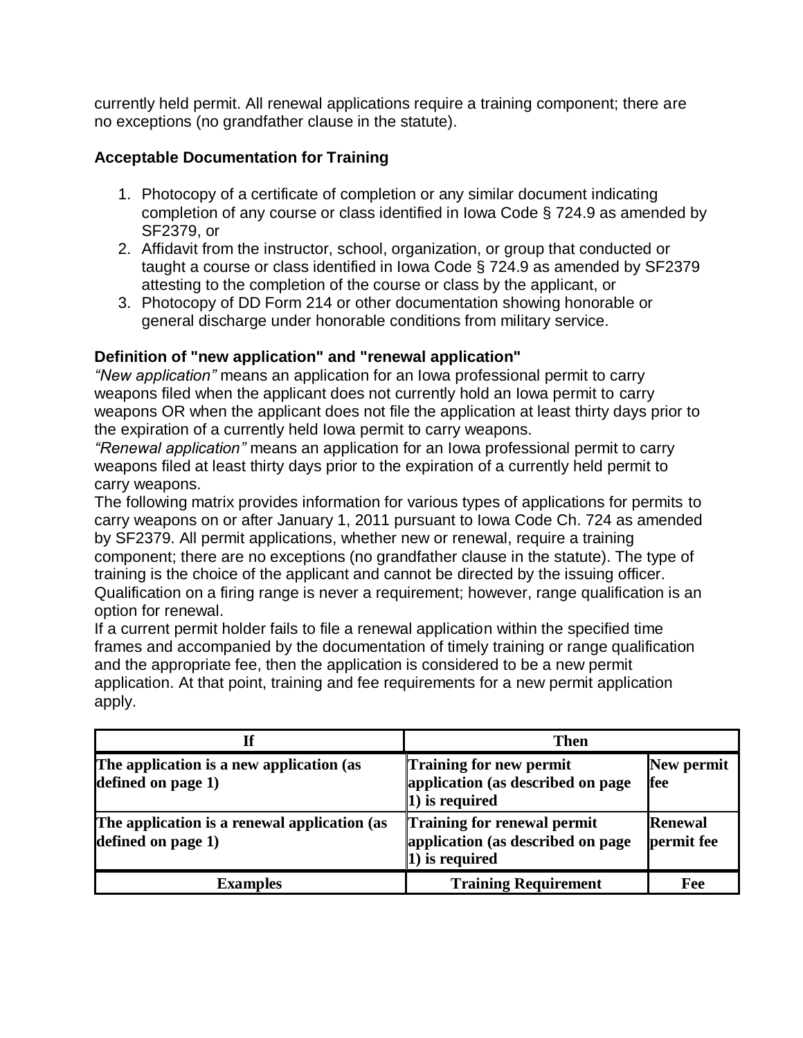currently held permit. All renewal applications require a training component; there are no exceptions (no grandfather clause in the statute).

### Acceptable Documentation for Training

1. Photocopy of a certificate of completion or any similar document indicating completion of any course or class identified in Iowa Code § 724.9 as amended by SF2379, or
2. Affidavit from the instructor, school, organization, or group that conducted or taught a course or class identified in Iowa Code § 724.9 as amended by SF2379 attesting to the completion of the course or class by the applicant, or
3. Photocopy of DD Form 214 or other documentation showing honorable or general discharge under honorable conditions from military service.

### Definition of "new application" and "renewal application"

*"New application"* means an application for an Iowa professional permit to carry weapons filed when the applicant does not currently hold an Iowa permit to carry weapons OR when the applicant does not file the application at least thirty days prior to the expiration of a currently held Iowa permit to carry weapons.

*"Renewal application"* means an application for an Iowa professional permit to carry weapons filed at least thirty days prior to the expiration of a currently held permit to carry weapons.

The following matrix provides information for various types of applications for permits to carry weapons on or after January 1, 2011 pursuant to Iowa Code Ch. 724 as amended by SF2379. All permit applications, whether new or renewal, require a training component; there are no exceptions (no grandfather clause in the statute). The type of training is the choice of the applicant and cannot be directed by the issuing officer. Qualification on a firing range is never a requirement; however, range qualification is an option for renewal.

If a current permit holder fails to file a renewal application within the specified time frames and accompanied by the documentation of timely training or range qualification and the appropriate fee, then the application is considered to be a new permit application. At that point, training and fee requirements for a new permit application apply.

| If | Then | |
|---|---|---|
| **The application is a new application (as defined on page 1)** | **Training for new permit application (as described on page 1) is required** | **New permit fee** |
| **The application is a renewal application (as defined on page 1)** | **Training for renewal permit application (as described on page 1) is required** | **Renewal permit fee** |
| **Examples** | **Training Requirement** | **Fee** |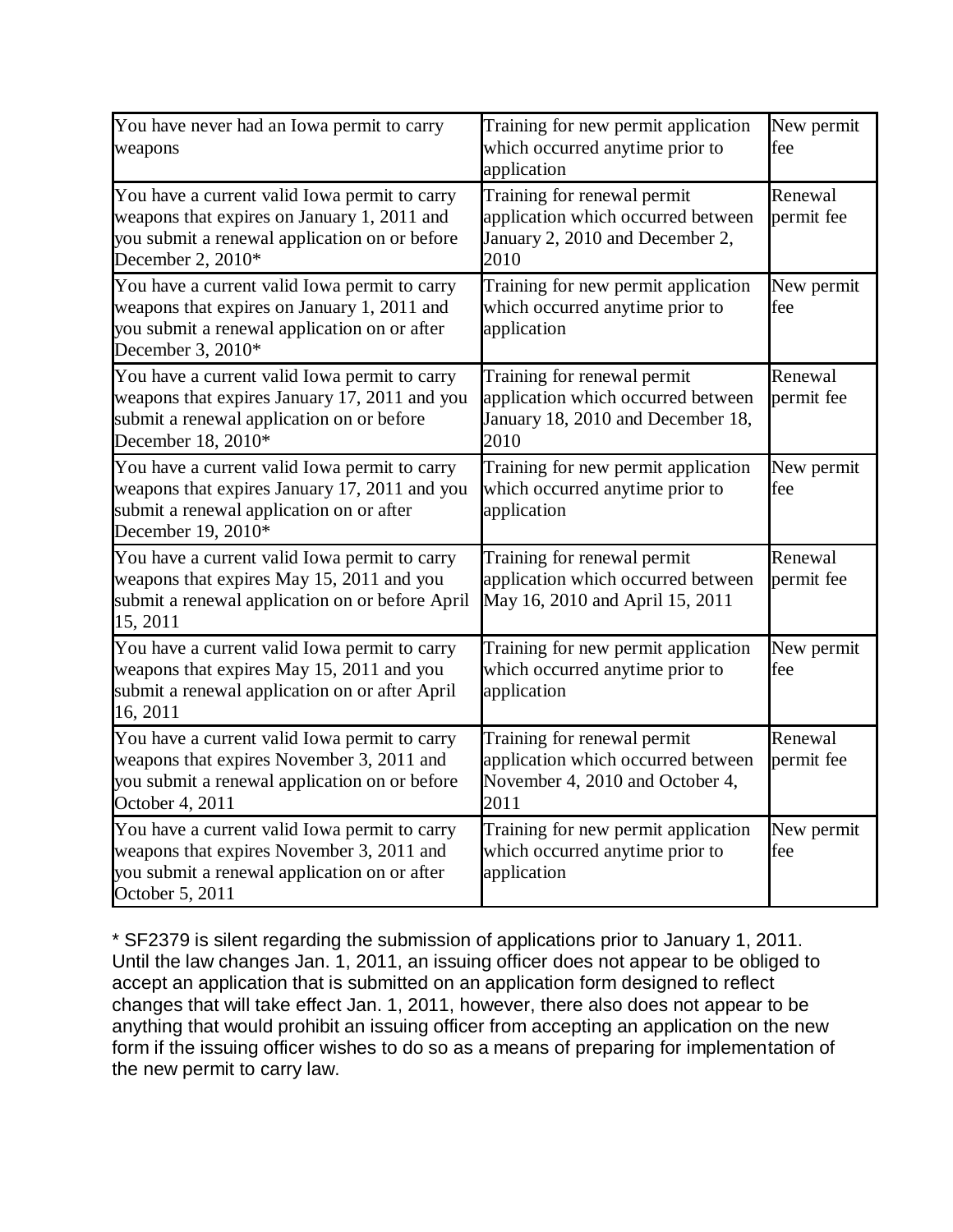| | | |
|---|---|---|
| You have never had an Iowa permit to carry weapons | Training for new permit application which occurred anytime prior to application | New permit fee |
| You have a current valid Iowa permit to carry weapons that expires on January 1, 2011 and you submit a renewal application on or before December 2, 2010* | Training for renewal permit application which occurred between January 2, 2010 and December 2, 2010 | Renewal permit fee |
| You have a current valid Iowa permit to carry weapons that expires on January 1, 2011 and you submit a renewal application on or after December 3, 2010* | Training for new permit application which occurred anytime prior to application | New permit fee |
| You have a current valid Iowa permit to carry weapons that expires January 17, 2011 and you submit a renewal application on or before December 18, 2010* | Training for renewal permit application which occurred between January 18, 2010 and December 18, 2010 | Renewal permit fee |
| You have a current valid Iowa permit to carry weapons that expires January 17, 2011 and you submit a renewal application on or after December 19, 2010* | Training for new permit application which occurred anytime prior to application | New permit fee |
| You have a current valid Iowa permit to carry weapons that expires May 15, 2011 and you submit a renewal application on or before April 15, 2011 | Training for renewal permit application which occurred between May 16, 2010 and April 15, 2011 | Renewal permit fee |
| You have a current valid Iowa permit to carry weapons that expires May 15, 2011 and you submit a renewal application on or after April 16, 2011 | Training for new permit application which occurred anytime prior to application | New permit fee |
| You have a current valid Iowa permit to carry weapons that expires November 3, 2011 and you submit a renewal application on or before October 4, 2011 | Training for renewal permit application which occurred between November 4, 2010 and October 4, 2011 | Renewal permit fee |
| You have a current valid Iowa permit to carry weapons that expires November 3, 2011 and you submit a renewal application on or after October 5, 2011 | Training for new permit application which occurred anytime prior to application | New permit fee |

* SF2379 is silent regarding the submission of applications prior to January 1, 2011. Until the law changes Jan. 1, 2011, an issuing officer does not appear to be obliged to accept an application that is submitted on an application form designed to reflect changes that will take effect Jan. 1, 2011, however, there also does not appear to be anything that would prohibit an issuing officer from accepting an application on the new form if the issuing officer wishes to do so as a means of preparing for implementation of the new permit to carry law.